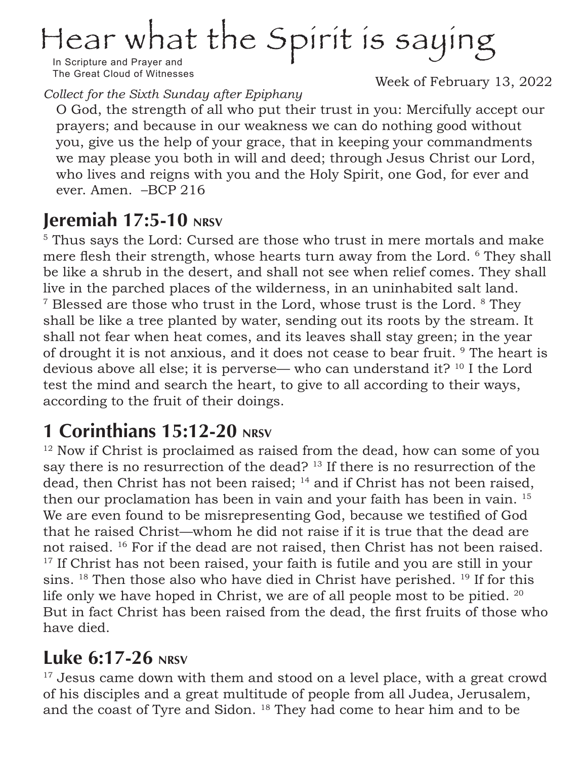# Hear what the Spirit is saying

In Scripture and Prayer and
The Great Cloud of Witnesses

Week of February 13, 2022

*Collect for the Sixth Sunday after Epiphany*

O God, the strength of all who put their trust in you: Mercifully accept our prayers; and because in our weakness we can do nothing good without you, give us the help of your grace, that in keeping your commandments we may please you both in will and deed; through Jesus Christ our Lord, who lives and reigns with you and the Holy Spirit, one God, for ever and ever. Amen. –BCP 216

## Jeremiah 17:5-10 NRSV

[5] Thus says the Lord: Cursed are those who trust in mere mortals and make mere flesh their strength, whose hearts turn away from the Lord. [6] They shall be like a shrub in the desert, and shall not see when relief comes. They shall live in the parched places of the wilderness, in an uninhabited salt land. [7] Blessed are those who trust in the Lord, whose trust is the Lord. [8] They shall be like a tree planted by water, sending out its roots by the stream. It shall not fear when heat comes, and its leaves shall stay green; in the year of drought it is not anxious, and it does not cease to bear fruit. [9] The heart is devious above all else; it is perverse— who can understand it? [10] I the Lord test the mind and search the heart, to give to all according to their ways, according to the fruit of their doings.

## 1 Corinthians 15:12-20 NRSV

[12] Now if Christ is proclaimed as raised from the dead, how can some of you say there is no resurrection of the dead? [13] If there is no resurrection of the dead, then Christ has not been raised; [14] and if Christ has not been raised, then our proclamation has been in vain and your faith has been in vain. [15] We are even found to be misrepresenting God, because we testified of God that he raised Christ—whom he did not raise if it is true that the dead are not raised. [16] For if the dead are not raised, then Christ has not been raised. [17] If Christ has not been raised, your faith is futile and you are still in your sins. [18] Then those also who have died in Christ have perished. [19] If for this life only we have hoped in Christ, we are of all people most to be pitied. [20] But in fact Christ has been raised from the dead, the first fruits of those who have died.

## Luke 6:17-26 NRSV

[17] Jesus came down with them and stood on a level place, with a great crowd of his disciples and a great multitude of people from all Judea, Jerusalem, and the coast of Tyre and Sidon. [18] They had come to hear him and to be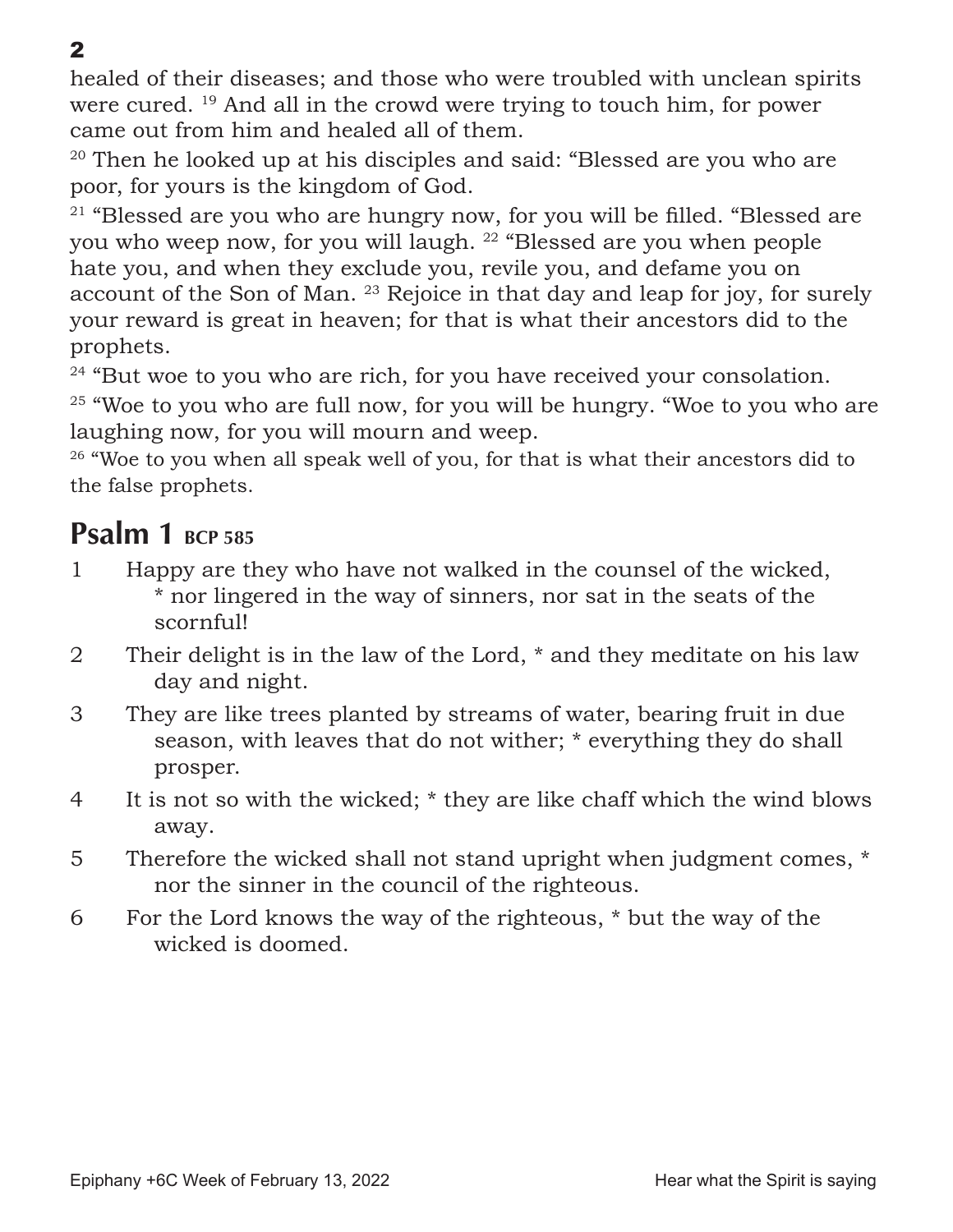healed of their diseases; and those who were troubled with unclean spirits were cured. [19] And all in the crowd were trying to touch him, for power came out from him and healed all of them.

[20] Then he looked up at his disciples and said: “Blessed are you who are poor, for yours is the kingdom of God.

[21] “Blessed are you who are hungry now, for you will be filled. “Blessed are you who weep now, for you will laugh. [22] “Blessed are you when people hate you, and when they exclude you, revile you, and defame you on account of the Son of Man. [23] Rejoice in that day and leap for joy, for surely your reward is great in heaven; for that is what their ancestors did to the prophets.

[24] “But woe to you who are rich, for you have received your consolation.

[25] “Woe to you who are full now, for you will be hungry. “Woe to you who are laughing now, for you will mourn and weep.

[26] “Woe to you when all speak well of you, for that is what their ancestors did to the false prophets.

## Psalm 1 BCP 585

1 Happy are they who have not walked in the counsel of the wicked, * nor lingered in the way of sinners, nor sat in the seats of the scornful!

2 Their delight is in the law of the Lord, * and they meditate on his law day and night.

3 They are like trees planted by streams of water, bearing fruit in due season, with leaves that do not wither; * everything they do shall prosper.

4 It is not so with the wicked; * they are like chaff which the wind blows away.

5 Therefore the wicked shall not stand upright when judgment comes, * nor the sinner in the council of the righteous.

6 For the Lord knows the way of the righteous, * but the way of the wicked is doomed.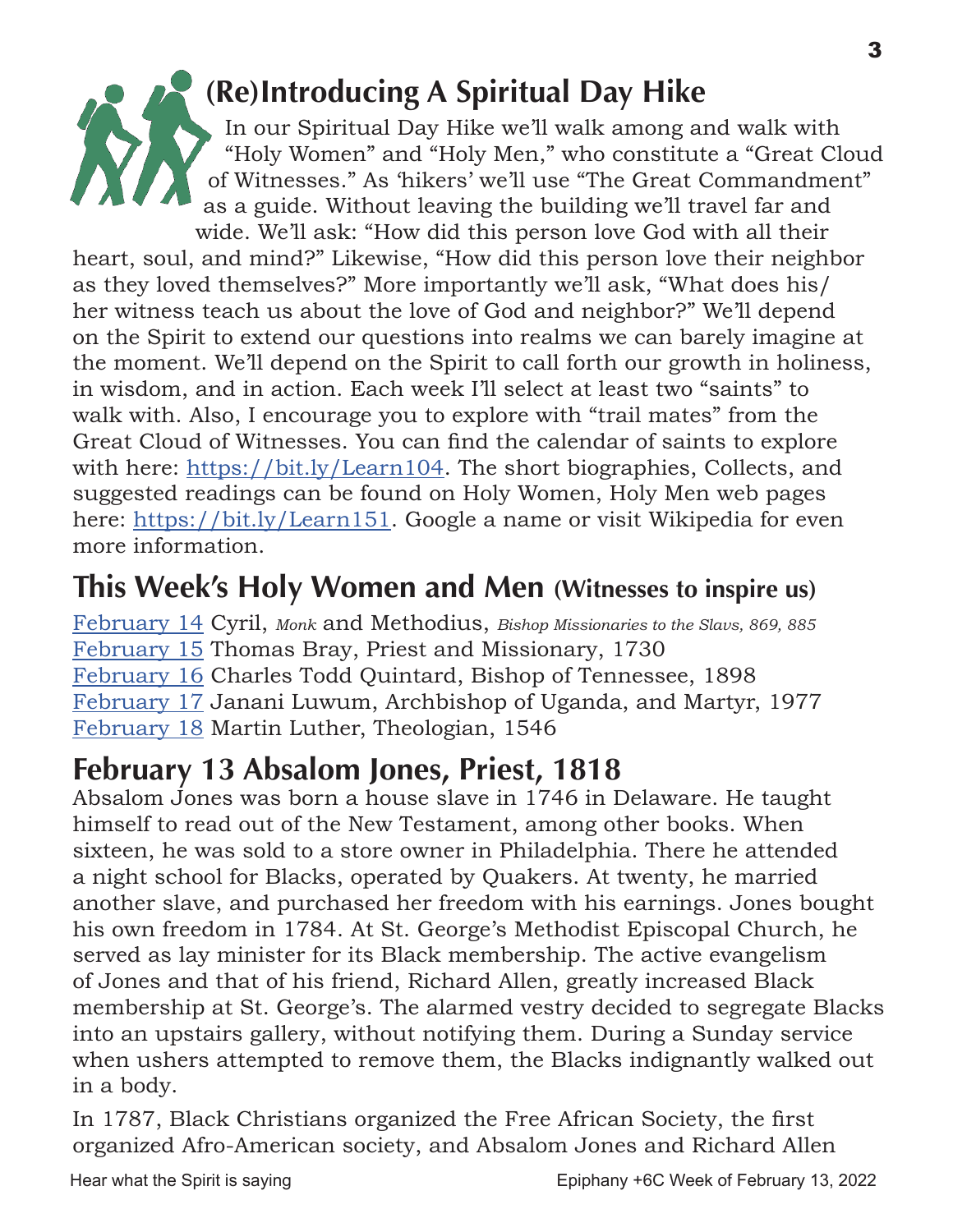## (Re)Introducing A Spiritual Day Hike

In our Spiritual Day Hike we'll walk among and walk with "Holy Women" and "Holy Men," who constitute a "Great Cloud of Witnesses." As 'hikers' we'll use "The Great Commandment" as a guide. Without leaving the building we'll travel far and wide. We'll ask: "How did this person love God with all their heart, soul, and mind?" Likewise, "How did this person love their neighbor as they loved themselves?" More importantly we'll ask, "What does his/her witness teach us about the love of God and neighbor?" We'll depend on the Spirit to extend our questions into realms we can barely imagine at the moment. We'll depend on the Spirit to call forth our growth in holiness, in wisdom, and in action. Each week I'll select at least two "saints" to walk with. Also, I encourage you to explore with "trail mates" from the Great Cloud of Witnesses. You can find the calendar of saints to explore with here: https://bit.ly/Learn104. The short biographies, Collects, and suggested readings can be found on Holy Women, Holy Men web pages here: https://bit.ly/Learn151. Google a name or visit Wikipedia for even more information.

## This Week's Holy Women and Men (Witnesses to inspire us)

February 14 Cyril, *Monk* and Methodius, *Bishop Missionaries to the Slavs, 869, 885*
February 15 Thomas Bray, Priest and Missionary, 1730
February 16 Charles Todd Quintard, Bishop of Tennessee, 1898
February 17 Janani Luwum, Archbishop of Uganda, and Martyr, 1977
February 18 Martin Luther, Theologian, 1546

## February 13 Absalom Jones, Priest, 1818

Absalom Jones was born a house slave in 1746 in Delaware. He taught himself to read out of the New Testament, among other books. When sixteen, he was sold to a store owner in Philadelphia. There he attended a night school for Blacks, operated by Quakers. At twenty, he married another slave, and purchased her freedom with his earnings. Jones bought his own freedom in 1784. At St. George's Methodist Episcopal Church, he served as lay minister for its Black membership. The active evangelism of Jones and that of his friend, Richard Allen, greatly increased Black membership at St. George's. The alarmed vestry decided to segregate Blacks into an upstairs gallery, without notifying them. During a Sunday service when ushers attempted to remove them, the Blacks indignantly walked out in a body.

In 1787, Black Christians organized the Free African Society, the first organized Afro-American society, and Absalom Jones and Richard Allen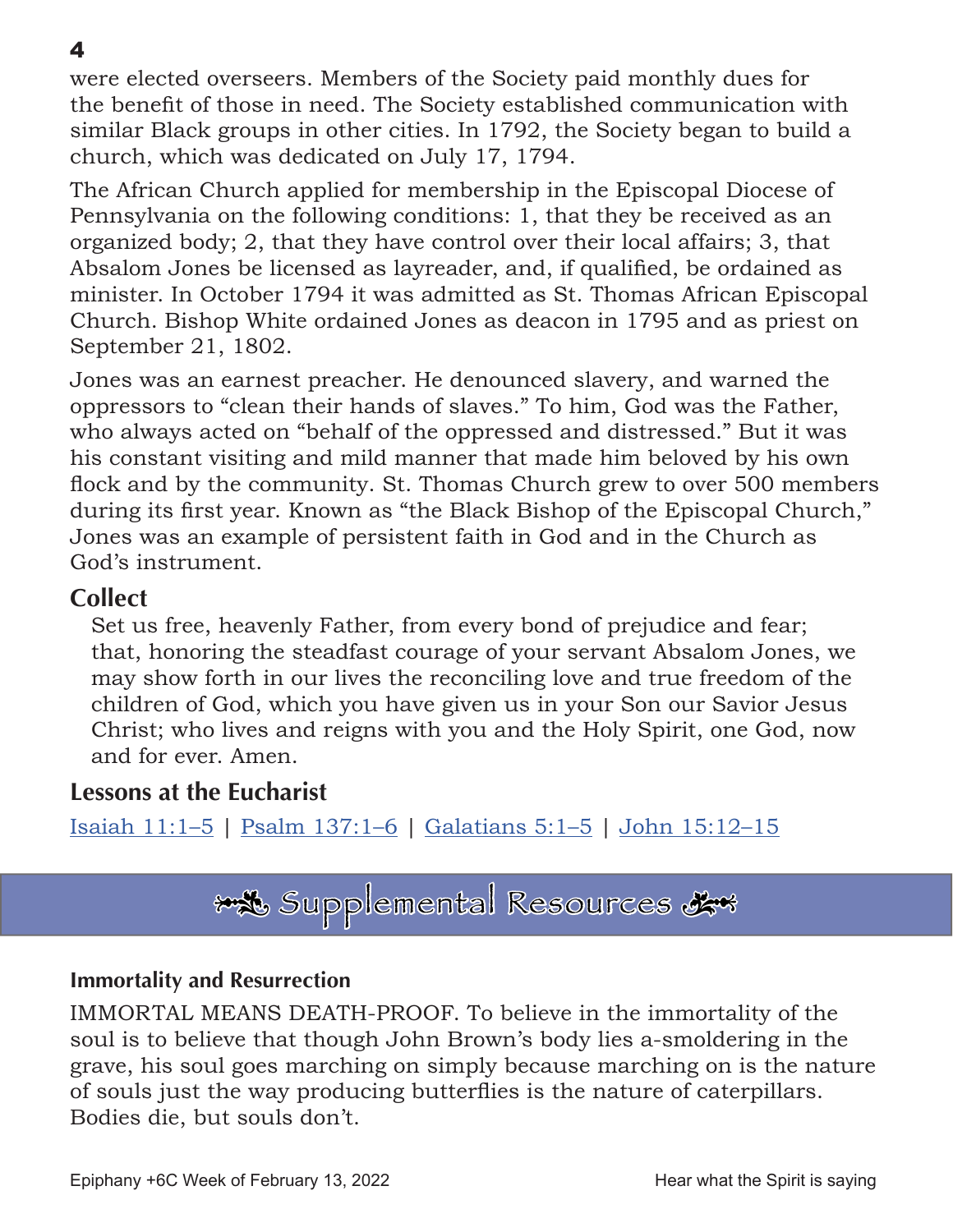were elected overseers. Members of the Society paid monthly dues for the benefit of those in need. The Society established communication with similar Black groups in other cities. In 1792, the Society began to build a church, which was dedicated on July 17, 1794.

The African Church applied for membership in the Episcopal Diocese of Pennsylvania on the following conditions: 1, that they be received as an organized body; 2, that they have control over their local affairs; 3, that Absalom Jones be licensed as layreader, and, if qualified, be ordained as minister. In October 1794 it was admitted as St. Thomas African Episcopal Church. Bishop White ordained Jones as deacon in 1795 and as priest on September 21, 1802.

Jones was an earnest preacher. He denounced slavery, and warned the oppressors to "clean their hands of slaves." To him, God was the Father, who always acted on "behalf of the oppressed and distressed." But it was his constant visiting and mild manner that made him beloved by his own flock and by the community. St. Thomas Church grew to over 500 members during its first year. Known as "the Black Bishop of the Episcopal Church," Jones was an example of persistent faith in God and in the Church as God's instrument.

## Collect

Set us free, heavenly Father, from every bond of prejudice and fear; that, honoring the steadfast courage of your servant Absalom Jones, we may show forth in our lives the reconciling love and true freedom of the children of God, which you have given us in your Son our Savior Jesus Christ; who lives and reigns with you and the Holy Spirit, one God, now and for ever. Amen.

## Lessons at the Eucharist

Isaiah 11:1–5 | Psalm 137:1–6 | Galatians 5:1–5 | John 15:12–15

# Supplemental Resources

### Immortality and Resurrection

IMMORTAL MEANS DEATH-PROOF. To believe in the immortality of the soul is to believe that though John Brown's body lies a-smoldering in the grave, his soul goes marching on simply because marching on is the nature of souls just the way producing butterflies is the nature of caterpillars. Bodies die, but souls don't.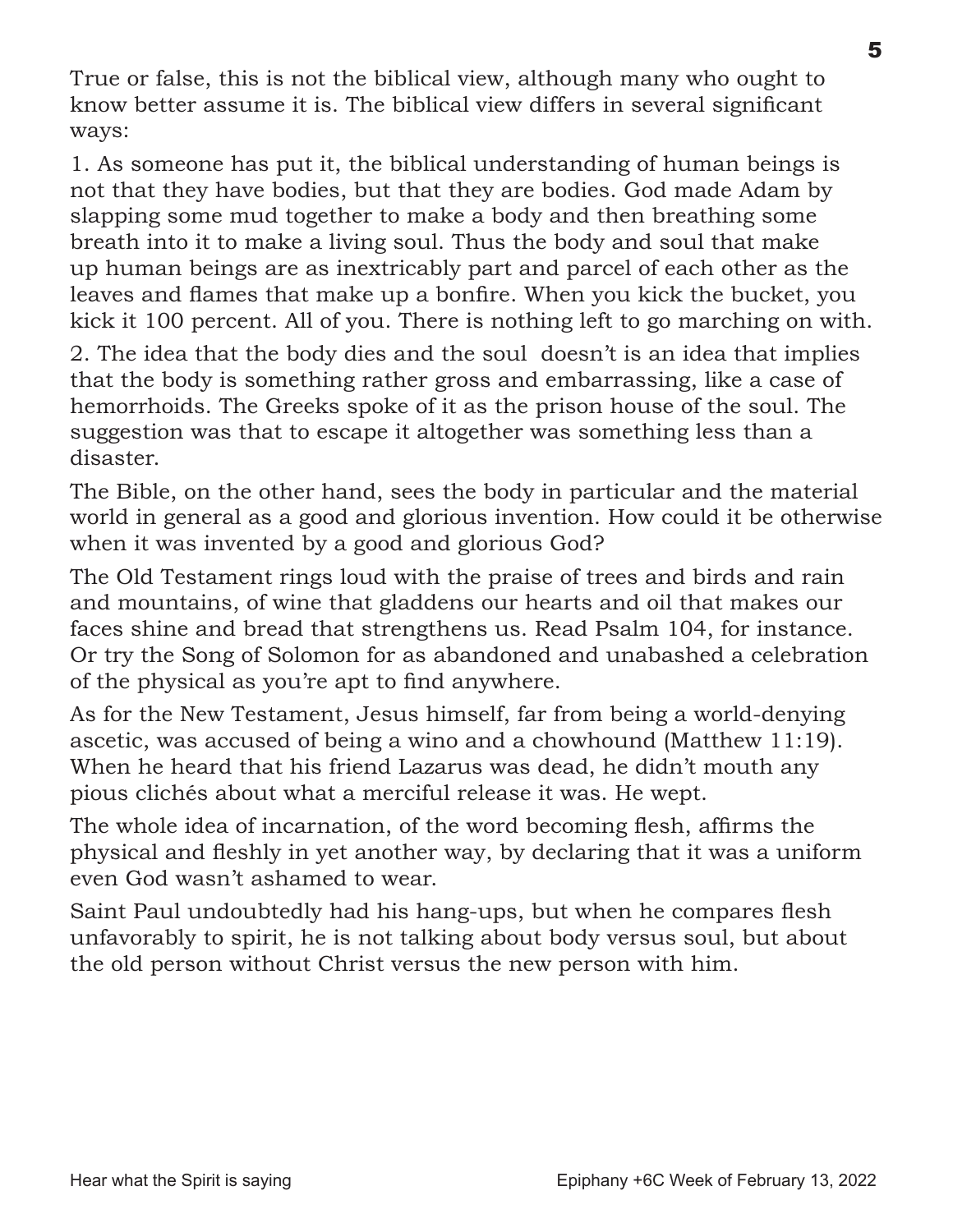True or false, this is not the biblical view, although many who ought to know better assume it is. The biblical view differs in several significant ways:

1. As someone has put it, the biblical understanding of human beings is not that they have bodies, but that they are bodies. God made Adam by slapping some mud together to make a body and then breathing some breath into it to make a living soul. Thus the body and soul that make up human beings are as inextricably part and parcel of each other as the leaves and flames that make up a bonfire. When you kick the bucket, you kick it 100 percent. All of you. There is nothing left to go marching on with.

2. The idea that the body dies and the soul doesn't is an idea that implies that the body is something rather gross and embarrassing, like a case of hemorrhoids. The Greeks spoke of it as the prison house of the soul. The suggestion was that to escape it altogether was something less than a disaster.

The Bible, on the other hand, sees the body in particular and the material world in general as a good and glorious invention. How could it be otherwise when it was invented by a good and glorious God?

The Old Testament rings loud with the praise of trees and birds and rain and mountains, of wine that gladdens our hearts and oil that makes our faces shine and bread that strengthens us. Read Psalm 104, for instance. Or try the Song of Solomon for as abandoned and unabashed a celebration of the physical as you're apt to find anywhere.

As for the New Testament, Jesus himself, far from being a world-denying ascetic, was accused of being a wino and a chowhound (Matthew 11:19). When he heard that his friend Lazarus was dead, he didn't mouth any pious clichés about what a merciful release it was. He wept.

The whole idea of incarnation, of the word becoming flesh, affirms the physical and fleshly in yet another way, by declaring that it was a uniform even God wasn't ashamed to wear.

Saint Paul undoubtedly had his hang-ups, but when he compares flesh unfavorably to spirit, he is not talking about body versus soul, but about the old person without Christ versus the new person with him.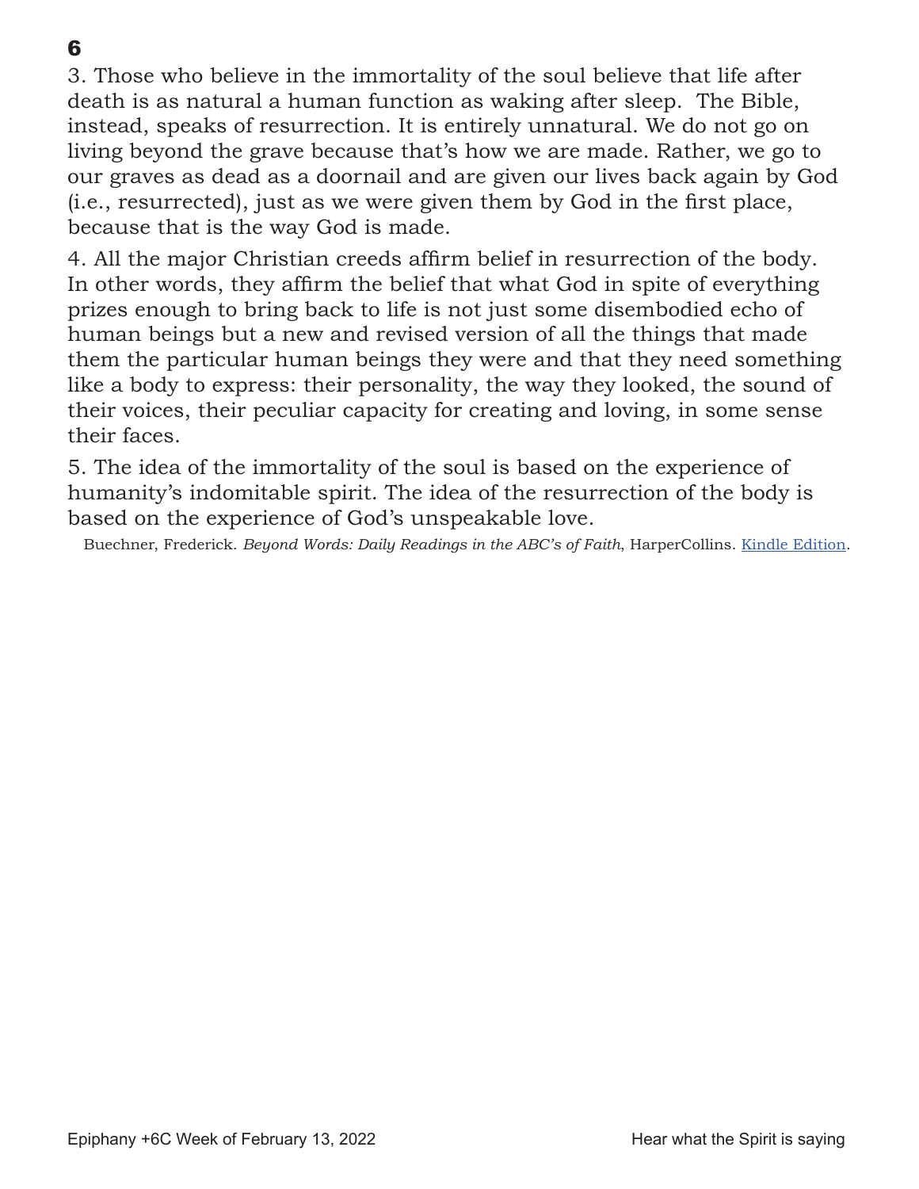3. Those who believe in the immortality of the soul believe that life after death is as natural a human function as waking after sleep. The Bible, instead, speaks of resurrection. It is entirely unnatural. We do not go on living beyond the grave because that's how we are made. Rather, we go to our graves as dead as a doornail and are given our lives back again by God (i.e., resurrected), just as we were given them by God in the first place, because that is the way God is made.

4. All the major Christian creeds affirm belief in resurrection of the body. In other words, they affirm the belief that what God in spite of everything prizes enough to bring back to life is not just some disembodied echo of human beings but a new and revised version of all the things that made them the particular human beings they were and that they need something like a body to express: their personality, the way they looked, the sound of their voices, their peculiar capacity for creating and loving, in some sense their faces.

5. The idea of the immortality of the soul is based on the experience of humanity's indomitable spirit. The idea of the resurrection of the body is based on the experience of God's unspeakable love.

Buechner, Frederick. *Beyond Words: Daily Readings in the ABC's of Faith*, HarperCollins. Kindle Edition.